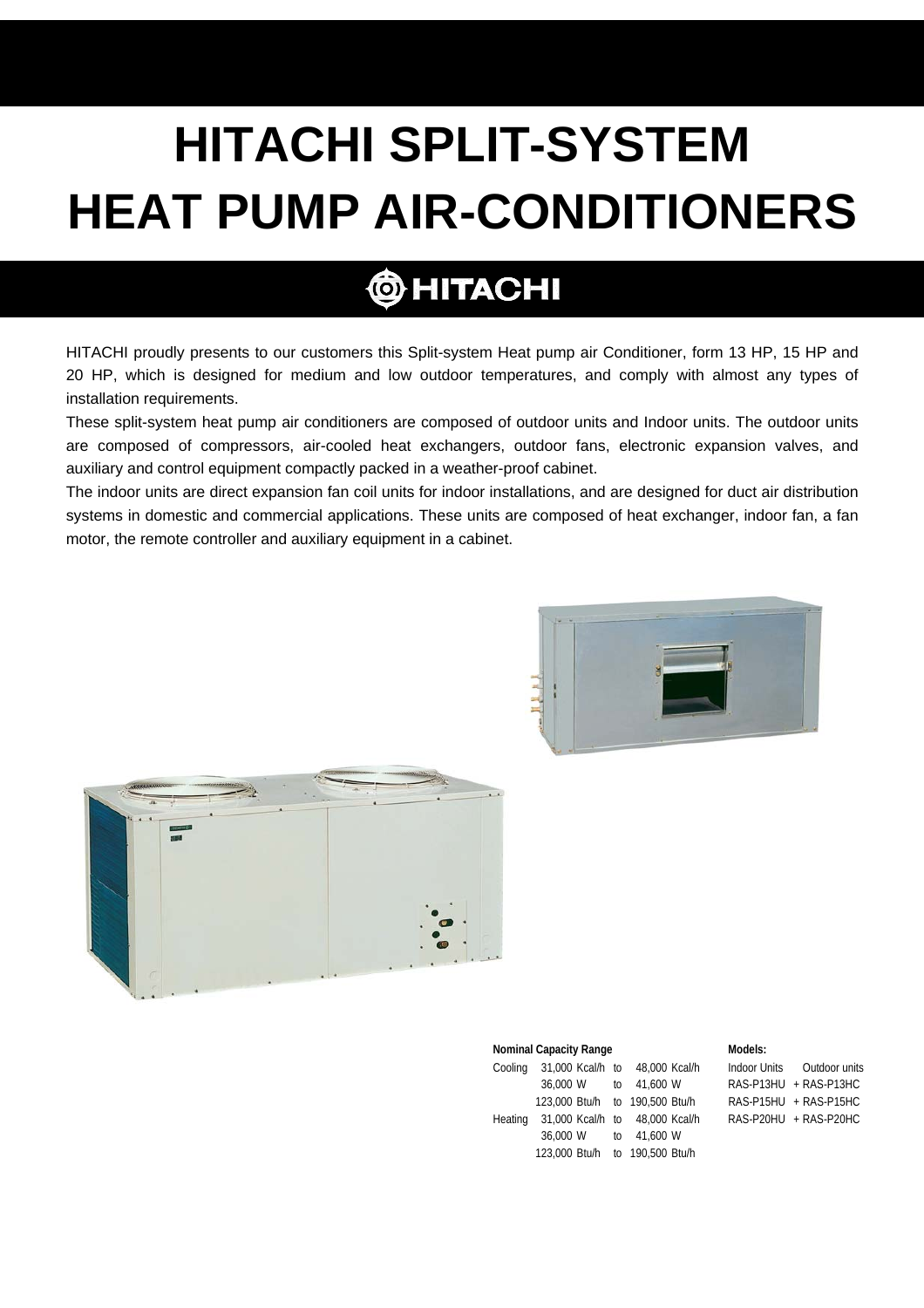# HITACHI SPLIT-SYSTEM HEAT PUMP AIR-CONDITIONERS

HITACHI

HITACHI proudly presents to our customers this Split-system Heat pump air Conditioner, form 13 HP, 15 HP and 20 HP, which is designed for medium and low outdoor temperatures, and comply with almost any types of installation requirements.

These split-system heat pump air conditioners are composed of outdoor units and Indoor units. The outdoor units are composed of compressors, air-cooled heat exchangers, outdoor fans, electronic expansion valves, and auxiliary and control equipment compactly packed in a weather-proof cabinet.

The indoor units are direct expansion fan coil units for indoor installations, and are designed for duct air distribution systems in domestic and commercial applications. These units are composed of heat exchanger, indoor fan, a fan motor, the remote controller and auxiliary equipment in a cabinet.

**Nominal Capacity Range**

| | | | |
|---|---|---|---|
| Cooling | 31,000 Kcal/h | to | 48,000 Kcal/h |
| | 36,000 W | to | 41,600 W |
| | 123,000 Btu/h | to | 190,500 Btu/h |
| Heating | 31,000 Kcal/h | to | 48,000 Kcal/h |
| | 36,000 W | to | 41,600 W |
| | 123,000 Btu/h | to | 190,500 Btu/h |

**Models:**

| Indoor Units | Outdoor units |
|---|---|
| RAS-P13HU | + RAS-P13HC |
| RAS-P15HU | + RAS-P15HC |
| RAS-P20HU | + RAS-P20HC |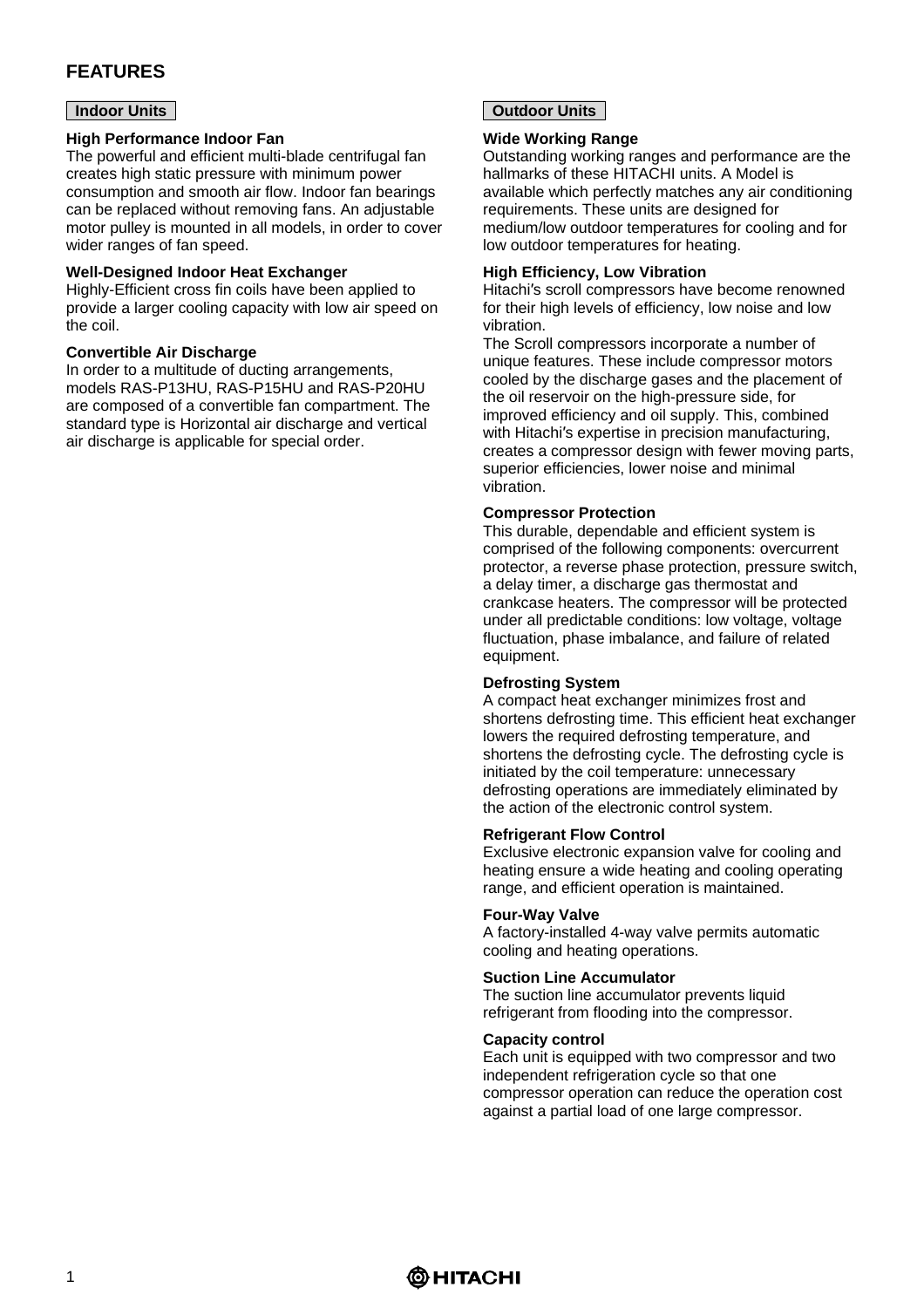# FEATURES

## Indoor Units

### High Performance Indoor Fan

The powerful and efficient multi-blade centrifugal fan creates high static pressure with minimum power consumption and smooth air flow. Indoor fan bearings can be replaced without removing fans. An adjustable motor pulley is mounted in all models, in order to cover wider ranges of fan speed.

### Well-Designed Indoor Heat Exchanger

Highly-Efficient cross fin coils have been applied to provide a larger cooling capacity with low air speed on the coil.

### Convertible Air Discharge

In order to a multitude of ducting arrangements, models RAS-P13HU, RAS-P15HU and RAS-P20HU are composed of a convertible fan compartment. The standard type is Horizontal air discharge and vertical air discharge is applicable for special order.

## Outdoor Units

### Wide Working Range

Outstanding working ranges and performance are the hallmarks of these HITACHI units. A Model is available which perfectly matches any air conditioning requirements. These units are designed for medium/low outdoor temperatures for cooling and for low outdoor temperatures for heating.

### High Efficiency, Low Vibration

Hitachi′s scroll compressors have become renowned for their high levels of efficiency, low noise and low vibration.

The Scroll compressors incorporate a number of unique features. These include compressor motors cooled by the discharge gases and the placement of the oil reservoir on the high-pressure side, for improved efficiency and oil supply. This, combined with Hitachi′s expertise in precision manufacturing, creates a compressor design with fewer moving parts, superior efficiencies, lower noise and minimal vibration.

### Compressor Protection

This durable, dependable and efficient system is comprised of the following components: overcurrent protector, a reverse phase protection, pressure switch, a delay timer, a discharge gas thermostat and crankcase heaters. The compressor will be protected under all predictable conditions: low voltage, voltage fluctuation, phase imbalance, and failure of related equipment.

### Defrosting System

A compact heat exchanger minimizes frost and shortens defrosting time. This efficient heat exchanger lowers the required defrosting temperature, and shortens the defrosting cycle. The defrosting cycle is initiated by the coil temperature: unnecessary defrosting operations are immediately eliminated by the action of the electronic control system.

### Refrigerant Flow Control

Exclusive electronic expansion valve for cooling and heating ensure a wide heating and cooling operating range, and efficient operation is maintained.

### Four-Way Valve

A factory-installed 4-way valve permits automatic cooling and heating operations.

### Suction Line Accumulator

The suction line accumulator prevents liquid refrigerant from flooding into the compressor.

### Capacity control

Each unit is equipped with two compressor and two independent refrigeration cycle so that one compressor operation can reduce the operation cost against a partial load of one large compressor.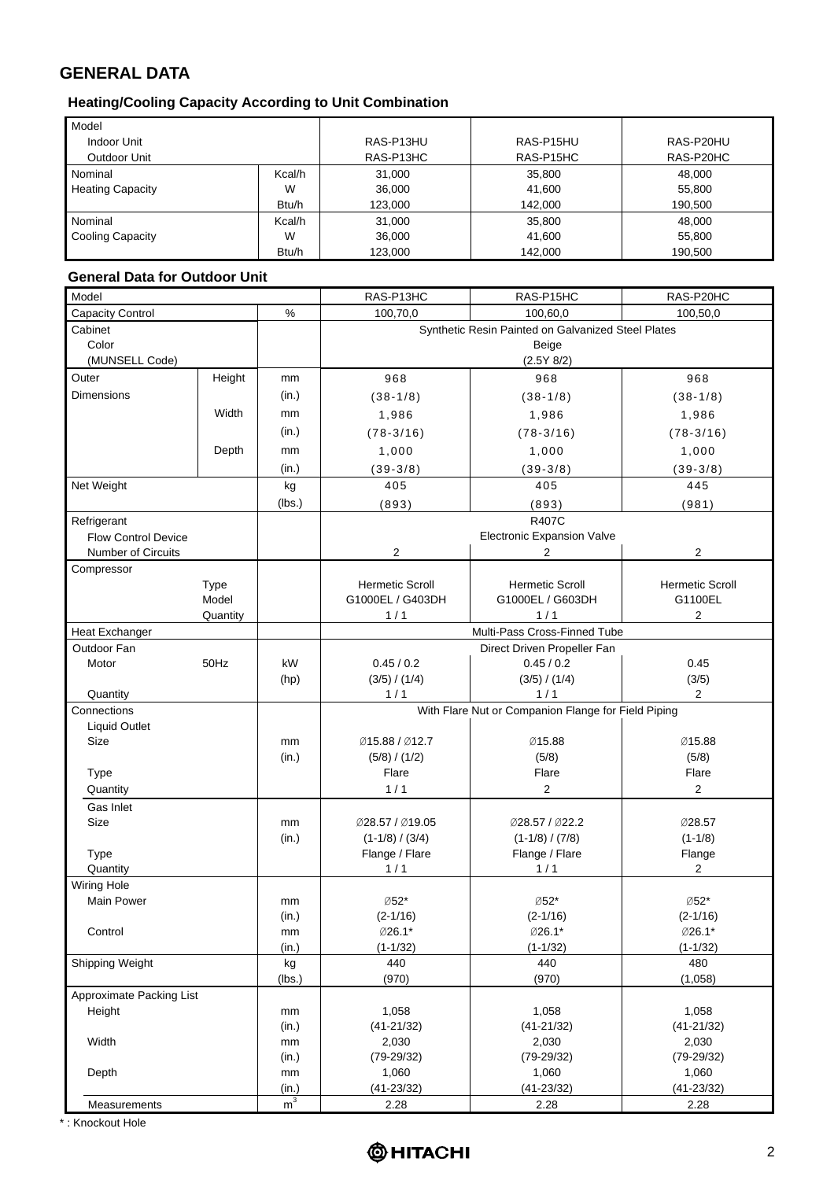# GENERAL DATA

## Heating/Cooling Capacity According to Unit Combination

| Model | | RAS-P13HU | RAS-P15HU | RAS-P20HU |
|---|---|---|---|---|
| Indoor Unit | | RAS-P13HU | RAS-P15HU | RAS-P20HU |
| Outdoor Unit | | RAS-P13HC | RAS-P15HC | RAS-P20HC |
| Nominal Heating Capacity | Kcal/h | 31,000 | 35,800 | 48,000 |
| | W | 36,000 | 41,600 | 55,800 |
| | Btu/h | 123,000 | 142,000 | 190,500 |
| Nominal Cooling Capacity | Kcal/h | 31,000 | 35,800 | 48,000 |
| | W | 36,000 | 41,600 | 55,800 |
| | Btu/h | 123,000 | 142,000 | 190,500 |

## General Data for Outdoor Unit

| Model | | | RAS-P13HC | RAS-P15HC | RAS-P20HC |
|---|---|---|---|---|---|
| Capacity Control | | % | 100,70,0 | 100,60,0 | 100,50,0 |
| Cabinet Color (MUNSELL Code) | | | Synthetic Resin Painted on Galvanized Steel Plates Beige (2.5Y 8/2) | | |
| Outer Dimensions | Height | mm | 968 | 968 | 968 |
| | | (in.) | (38-1/8) | (38-1/8) | (38-1/8) |
| | Width | mm | 1,986 | 1,986 | 1,986 |
| | | (in.) | (78-3/16) | (78-3/16) | (78-3/16) |
| | Depth | mm | 1,000 | 1,000 | 1,000 |
| | | (in.) | (39-3/8) | (39-3/8) | (39-3/8) |
| Net Weight | | kg | 405 | 405 | 445 |
| | | (lbs.) | (893) | (893) | (981) |
| Refrigerant | | | R407C | | |
| Flow Control Device | | | Electronic Expansion Valve | | |
| Number of Circuits | | | 2 | 2 | 2 |
| Compressor | Type | | Hermetic Scroll | Hermetic Scroll | Hermetic Scroll |
| | Model | | G1000EL / G403DH | G1000EL / G603DH | G1100EL |
| | Quantity | | 1 / 1 | 1 / 1 | 2 |
| Heat Exchanger | | | Multi-Pass Cross-Finned Tube | | |
| Outdoor Fan | | | Direct Driven Propeller Fan | | |
| Motor | 50Hz | kW | 0.45 / 0.2 | 0.45 / 0.2 | 0.45 |
| | | (hp) | (3/5) / (1/4) | (3/5) / (1/4) | (3/5) |
| Quantity | | | 1 / 1 | 1 / 1 | 2 |
| Connections | | | With Flare Nut or Companion Flange for Field Piping | | |
| Liquid Outlet Size | | mm | Ø15.88 / Ø12.7 | Ø15.88 | Ø15.88 |
| | | (in.) | (5/8) / (1/2) | (5/8) | (5/8) |
| Type | | | Flare | Flare | Flare |
| Quantity | | | 1 / 1 | 2 | 2 |
| Gas Inlet Size | | mm | Ø28.57 / Ø19.05 | Ø28.57 / Ø22.2 | Ø28.57 |
| | | (in.) | (1-1/8) / (3/4) | (1-1/8) / (7/8) | (1-1/8) |
| Type | | | Flange / Flare | Flange / Flare | Flange |
| Quantity | | | 1 / 1 | 1 / 1 | 2 |
| Wiring Hole Main Power | | mm | Ø52* | Ø52* | Ø52* |
| | | (in.) | (2-1/16) | (2-1/16) | (2-1/16) |
| Control | | mm | Ø26.1* | Ø26.1* | Ø26.1* |
| | | (in.) | (1-1/32) | (1-1/32) | (1-1/32) |
| Shipping Weight | | kg | 440 | 440 | 480 |
| | | (lbs.) | (970) | (970) | (1,058) |
| Approximate Packing List Height | | mm | 1,058 | 1,058 | 1,058 |
| | | (in.) | (41-21/32) | (41-21/32) | (41-21/32) |
| Width | | mm | 2,030 | 2,030 | 2,030 |
| | | (in.) | (79-29/32) | (79-29/32) | (79-29/32) |
| Depth | | mm | 1,060 | 1,060 | 1,060 |
| | | (in.) | (41-23/32) | (41-23/32) | (41-23/32) |
| Measurements | | $m^3$ | 2.28 | 2.28 | 2.28 |

\* : Knockout Hole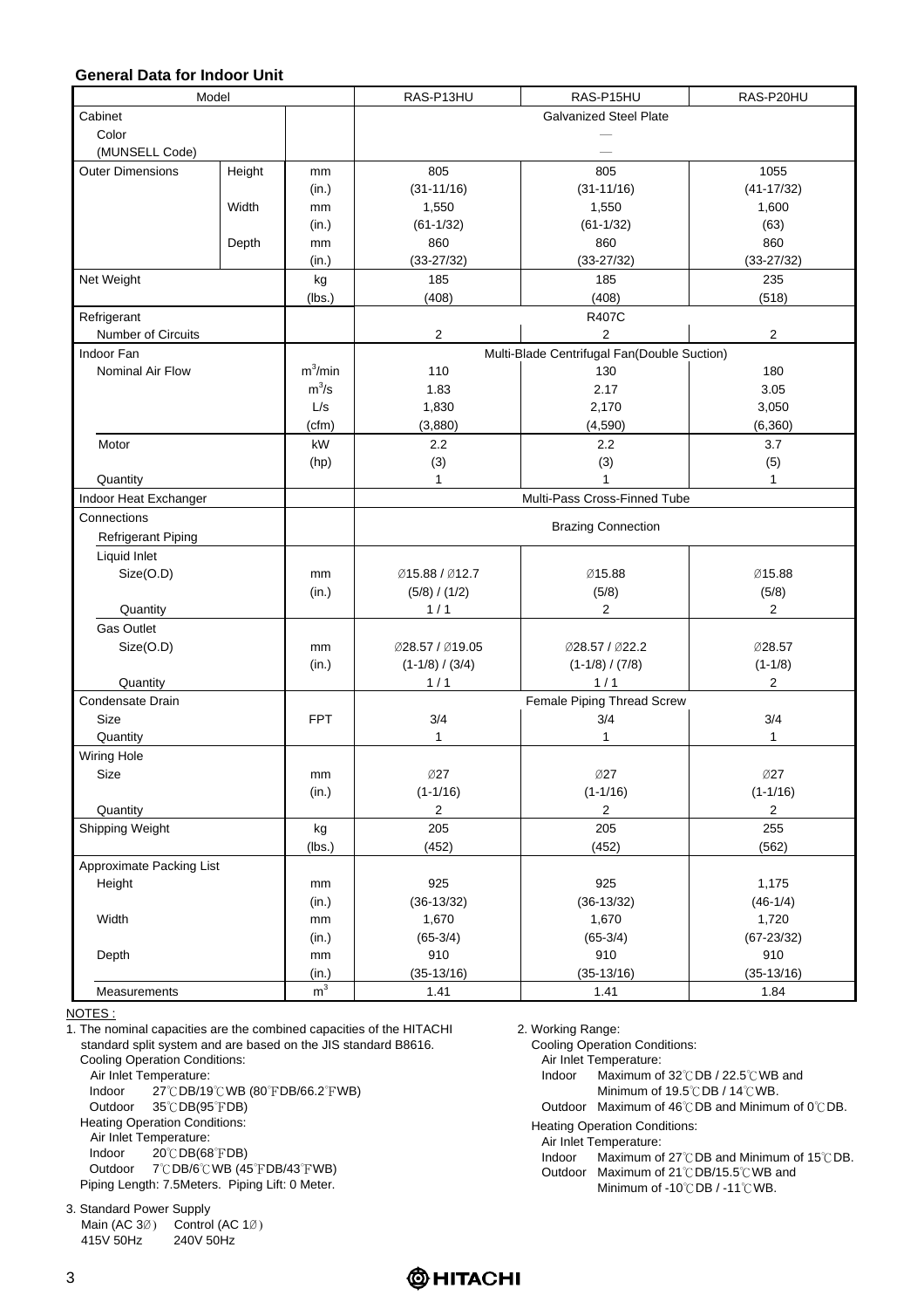## General Data for Indoor Unit

| Model | | | RAS-P13HU | RAS-P15HU | RAS-P20HU |
|---|---|---|---|---|---|
| Cabinet | | | Galvanized Steel Plate | | |
| Color (MUNSELL Code) | | | — | | |
| Outer Dimensions | Height | mm | 805 | 805 | 1055 |
| | | (in.) | (31-11/16) | (31-11/16) | (41-17/32) |
| | Width | mm | 1,550 | 1,550 | 1,600 |
| | | (in.) | (61-1/32) | (61-1/32) | (63) |
| | Depth | mm | 860 | 860 | 860 |
| | | (in.) | (33-27/32) | (33-27/32) | (33-27/32) |
| Net Weight | | kg | 185 | 185 | 235 |
| | | (lbs.) | (408) | (408) | (518) |
| Refrigerant | | | R407C | | |
| Number of Circuits | | | 2 | 2 | 2 |
| Indoor Fan | | | Multi-Blade Centrifugal Fan(Double Suction) | | |
| Nominal Air Flow | | $m^3$/min | 110 | 130 | 180 |
| | | $m^3$/s | 1.83 | 2.17 | 3.05 |
| | | L/s | 1,830 | 2,170 | 3,050 |
| | | (cfm) | (3,880) | (4,590) | (6,360) |
| Motor | | kW | 2.2 | 2.2 | 3.7 |
| | | (hp) | (3) | (3) | (5) |
| Quantity | | | 1 | 1 | 1 |
| Indoor Heat Exchanger | | | Multi-Pass Cross-Finned Tube | | |
| Connections Refrigerant Piping | | | Brazing Connection | | |
| Liquid Inlet Size(O.D) | | mm | Ø15.88 / Ø12.7 | Ø15.88 | Ø15.88 |
| | | (in.) | (5/8) / (1/2) | (5/8) | (5/8) |
| Quantity | | | 1 / 1 | 2 | 2 |
| Gas Outlet Size(O.D) | | mm | Ø28.57 / Ø19.05 | Ø28.57 / Ø22.2 | Ø28.57 |
| | | (in.) | (1-1/8) / (3/4) | (1-1/8) / (7/8) | (1-1/8) |
| Quantity | | | 1 / 1 | 1 / 1 | 2 |
| Condensate Drain | | | Female Piping Thread Screw | | |
| Size | | FPT | 3/4 | 3/4 | 3/4 |
| Quantity | | | 1 | 1 | 1 |
| Wiring Hole Size | | mm | Ø27 | Ø27 | Ø27 |
| | | (in.) | (1-1/16) | (1-1/16) | (1-1/16) |
| Quantity | | | 2 | 2 | 2 |
| Shipping Weight | | kg | 205 | 205 | 255 |
| | | (lbs.) | (452) | (452) | (562) |
| Approximate Packing List Height | | mm | 925 | 925 | 1,175 |
| | | (in.) | (36-13/32) | (36-13/32) | (46-1/4) |
| Width | | mm | 1,670 | 1,670 | 1,720 |
| | | (in.) | (65-3/4) | (65-3/4) | (67-23/32) |
| Depth | | mm | 910 | 910 | 910 |
| | | (in.) | (35-13/16) | (35-13/16) | (35-13/16) |
| Measurements | | $m^3$ | 1.41 | 1.41 | 1.84 |

NOTES :

1. The nominal capacities are the combined capacities of the HITACHI standard split system and are based on the JIS standard B8616.
   Cooling Operation Conditions:
   Air Inlet Temperature:
   Indoor 27℃DB/19℃WB (80℉DB/66.2℉WB)
   Outdoor 35℃DB(95℉DB)
   Heating Operation Conditions:
   Air Inlet Temperature:
   Indoor 20℃DB(68℉DB)
   Outdoor 7℃DB/6℃WB (45℉DB/43℉WB)
   Piping Length: 7.5Meters. Piping Lift: 0 Meter.

2. Working Range:
   Cooling Operation Conditions:
   Air Inlet Temperature:
   Indoor Maximum of 32℃DB / 22.5℃WB and Minimum of 19.5℃DB / 14℃WB.
   Outdoor Maximum of 46℃DB and Minimum of 0℃DB.
   Heating Operation Conditions:
   Air Inlet Temperature:
   Indoor Maximum of 27℃DB and Minimum of 15℃DB.
   Outdoor Maximum of 21℃DB/15.5℃WB and Minimum of -10℃DB / -11℃WB.

3. Standard Power Supply
   Main (AC 3Ø) Control (AC 1Ø)
   415V 50Hz 240V 50Hz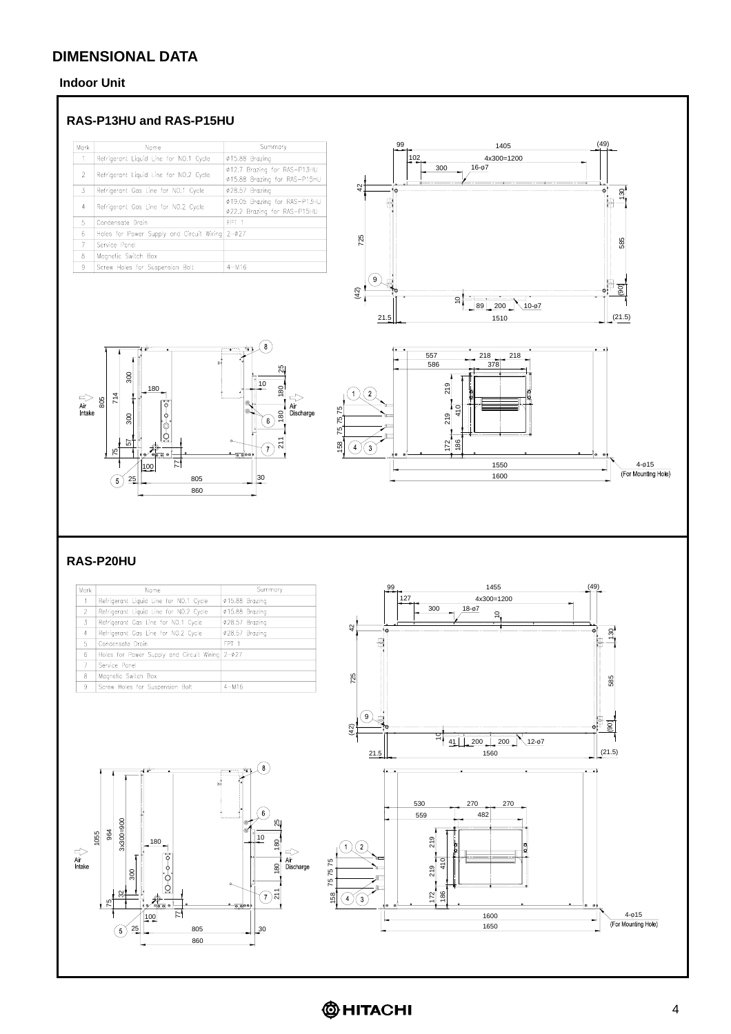## DIMENSIONAL DATA

### Indoor Unit

### RAS-P13HU and RAS-P15HU

| Mark | Name | Summary |
|---|---|---|
| 1 | Refrigerant Liquid Line for NO.1 Cycle | ø15.88 Brazing |
| 2 | Refrigerant Liquid Line for NO.2 Cycle | ø12.7 Brazing for RAS-P13HU<br>ø15.88 Brazing for RAS-P15HU |
| 3 | Refrigerant Gas Line for NO.1 Cycle | ø28.57 Brazing |
| 4 | Refrigerant Gas Line for NO.2 Cycle | ø19.05 Brazing for RAS-P13HU<br>ø22.2 Brazing for RAS-P15HU |
| 5 | Condensate Drain | FPT 1 |
| 6 | Holes for Power Supply and Circuit Wiring | 2-ø27 |
| 7 | Service Panel | |
| 8 | Magnetic Switch Box | |
| 9 | Screw Holes for Suspension Bolt | 4-M16 |

Air Intake — Air Discharge

4-ø15 (For Mounting Hole)

### RAS-P20HU

| Mark | Name | Summary |
|---|---|---|
| 1 | Refrigerant Liquid Line for NO.1 Cycle | ø15.88 Brazing |
| 2 | Refrigerant Liquid Line for NO.2 Cycle | ø15.88 Brazing |
| 3 | Refrigerant Gas Line for NO.1 Cycle | ø28.57 Brazing |
| 4 | Refrigerant Gas Line for NO.2 Cycle | ø28.57 Brazing |
| 5 | Condensate Drain | FPT 1 |
| 6 | Holes for Power Supply and Circuit Wiring | 2-ø27 |
| 7 | Service Panel | |
| 8 | Magnetic Switch Box | |
| 9 | Screw Holes for Suspension Bolt | 4-M16 |

Air Intake — Air Discharge

4-ø15 (For Mounting Hole)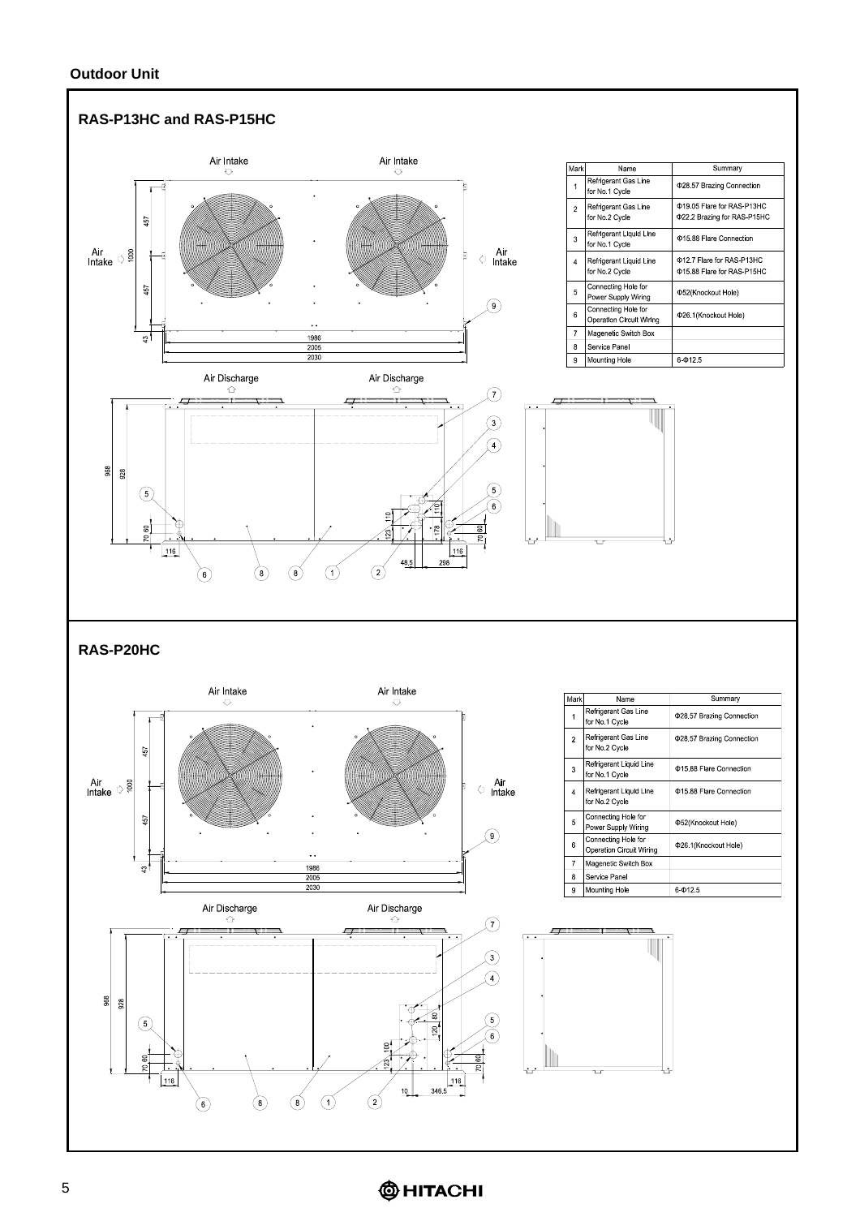## Outdoor Unit

### RAS-P13HC and RAS-P15HC

Air Intake, Air Intake, Air Intake, Air Intake, Air Discharge, Air Discharge

Dimensions: 457, 1000, 457, 43, 1986, 2005, 2030, 968, 928, 70, 60, 116, 110, 123, 110, 178, 70, 60, 116, 48.5, 298

| Mark | Name | Summary |
|---|---|---|
| 1 | Refrigerant Gas Line for No.1 Cycle | Φ28.57 Brazing Connection |
| 2 | Refrigerant Gas Line for No.2 Cycle | Φ19.05 Flare for RAS-P13HC<br>Φ22.2 Brazing for RAS-P15HC |
| 3 | Refrigerant Liquid Line for No.1 Cycle | Φ15.88 Flare Connection |
| 4 | Refrigerant Liquid Line for No.2 Cycle | Φ12.7 Flare for RAS-P13HC<br>Φ15.88 Flare for RAS-P15HC |
| 5 | Connecting Hole for Power Supply Wiring | Φ52(Knockout Hole) |
| 6 | Connecting Hole for Operation Circuit Wiring | Φ26.1(Knockout Hole) |
| 7 | Magenetic Switch Box | |
| 8 | Service Panel | |
| 9 | Mounting Hole | 6-Φ12.5 |

### RAS-P20HC

Air Intake, Air Intake, Air Intake, Air Intake, Air Discharge, Air Discharge

Dimensions: 457, 1000, 457, 43, 1986, 2005, 2030, 968, 928, 70, 60, 116, 80, 120, 100, 123, 70, 60, 116, 10, 346.5

| Mark | Name | Summary |
|---|---|---|
| 1 | Refrigerant Gas Line for No.1 Cycle | Φ28.57 Brazing Connection |
| 2 | Refrigerant Gas Line for No.2 Cycle | Φ28.57 Brazing Connection |
| 3 | Refrigerant Liquid Line for No.1 Cycle | Φ15.88 Flare Connection |
| 4 | Refrigerant Liquid Line for No.2 Cycle | Φ15.88 Flare Connection |
| 5 | Connecting Hole for Power Supply Wiring | Φ52(Knockout Hole) |
| 6 | Connecting Hole for Operation Circuit Wiring | Φ26.1(Knockout Hole) |
| 7 | Magenetic Switch Box | |
| 8 | Service Panel | |
| 9 | Mounting Hole | 6-Φ12.5 |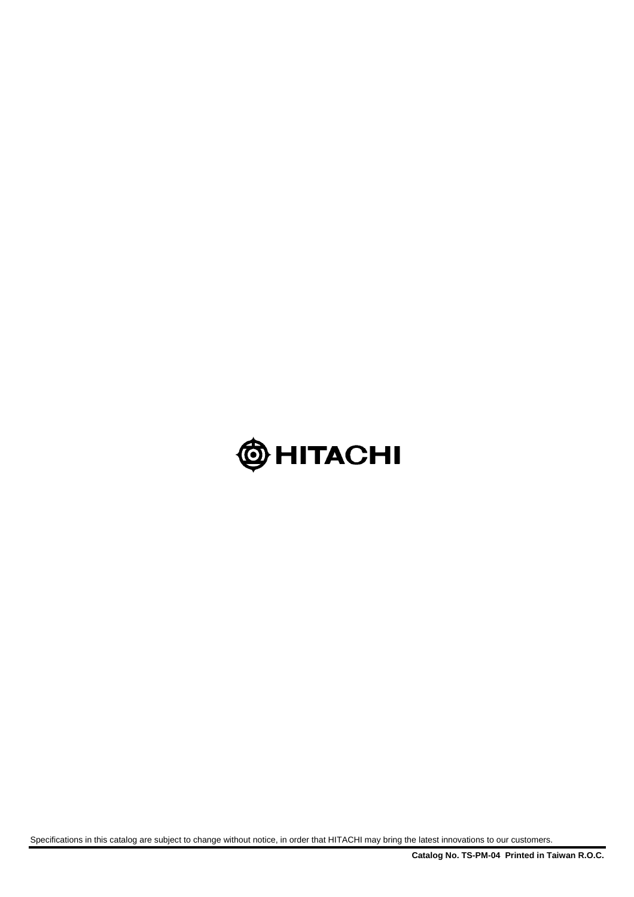HITACHI

Specifications in this catalog are subject to change without notice, in order that HITACHI may bring the latest innovations to our customers.

**Catalog No. TS-PM-04 Printed in Taiwan R.O.C.**